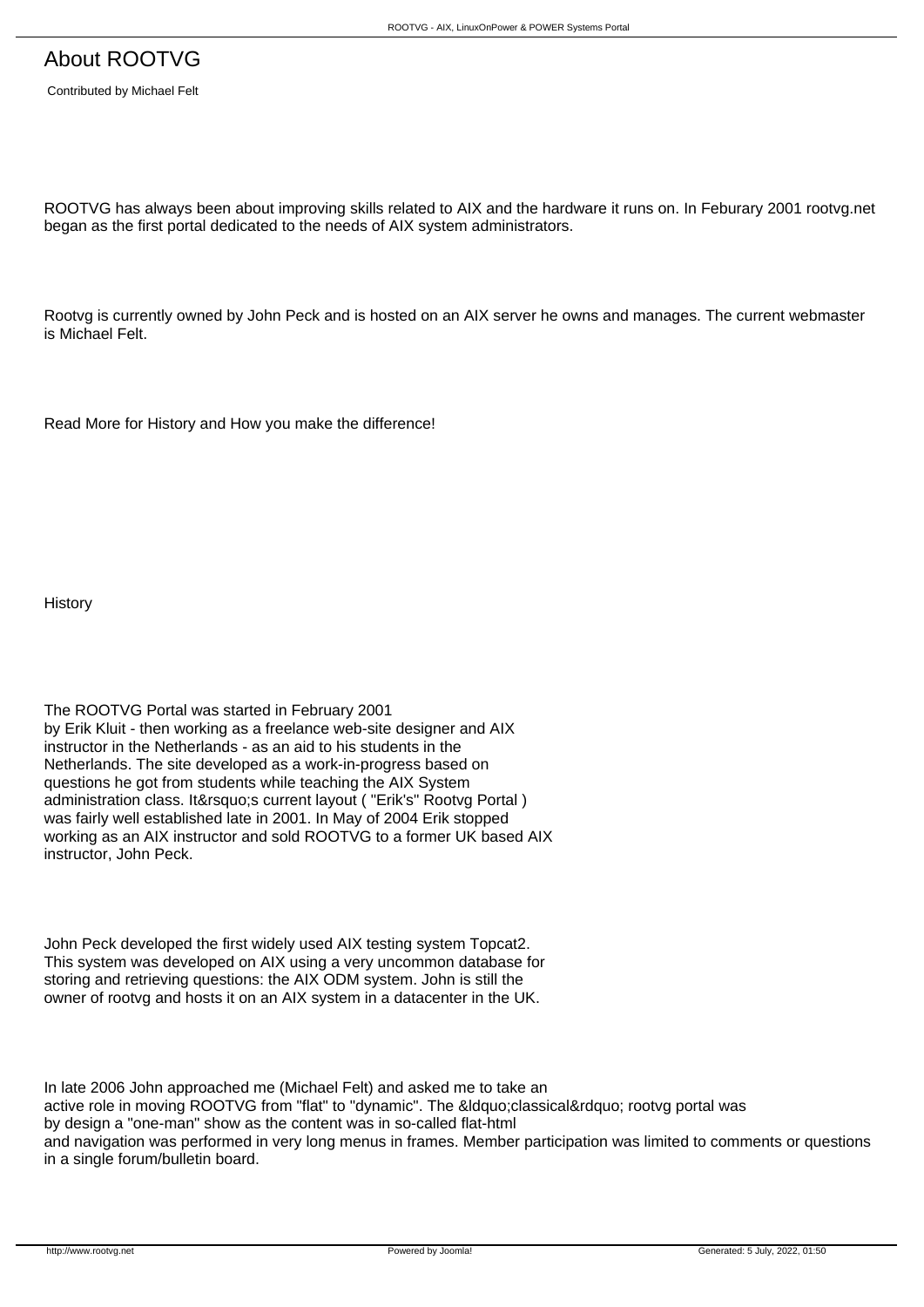# About ROOTVG

Contributed by Michael Felt

ROOTVG has always been about improving skills related to AIX and the hardware it runs on. In Feburary 2001 rootvg.net began as the first portal dedicated to the needs of AIX system administrators.

Rootvg is currently owned by John Peck and is hosted on an AIX server he owns and manages. The current webmaster is Michael Felt.

Read More for History and How you make the difference!

History

The ROOTVG Portal was started in February 2001 by Erik Kluit - then working as a freelance web-site designer and AIX instructor in the Netherlands - as an aid to his students in the Netherlands. The site developed as a work-in-progress based on questions he got from students while teaching the AIX System administration class. It&rsquo;s current layout ( "Erik's" Rootvg Portal ) was fairly well established late in 2001. In May of 2004 Erik stopped working as an AIX instructor and sold ROOTVG to a former UK based AIX instructor, John Peck.

John Peck developed the first widely used AIX testing system Topcat2. This system was developed on AIX using a very uncommon database for storing and retrieving questions: the AIX ODM system. John is still the owner of rootvg and hosts it on an AIX system in a datacenter in the UK.

In late 2006 John approached me (Michael Felt) and asked me to take an active role in moving ROOTVG from "flat" to "dynamic". The &ldquo;classical&rdquo; rootvg portal was by design a "one-man" show as the content was in so-called flat-html and navigation was performed in very long menus in frames. Member participation was limited to comments or questions in a single forum/bulletin board.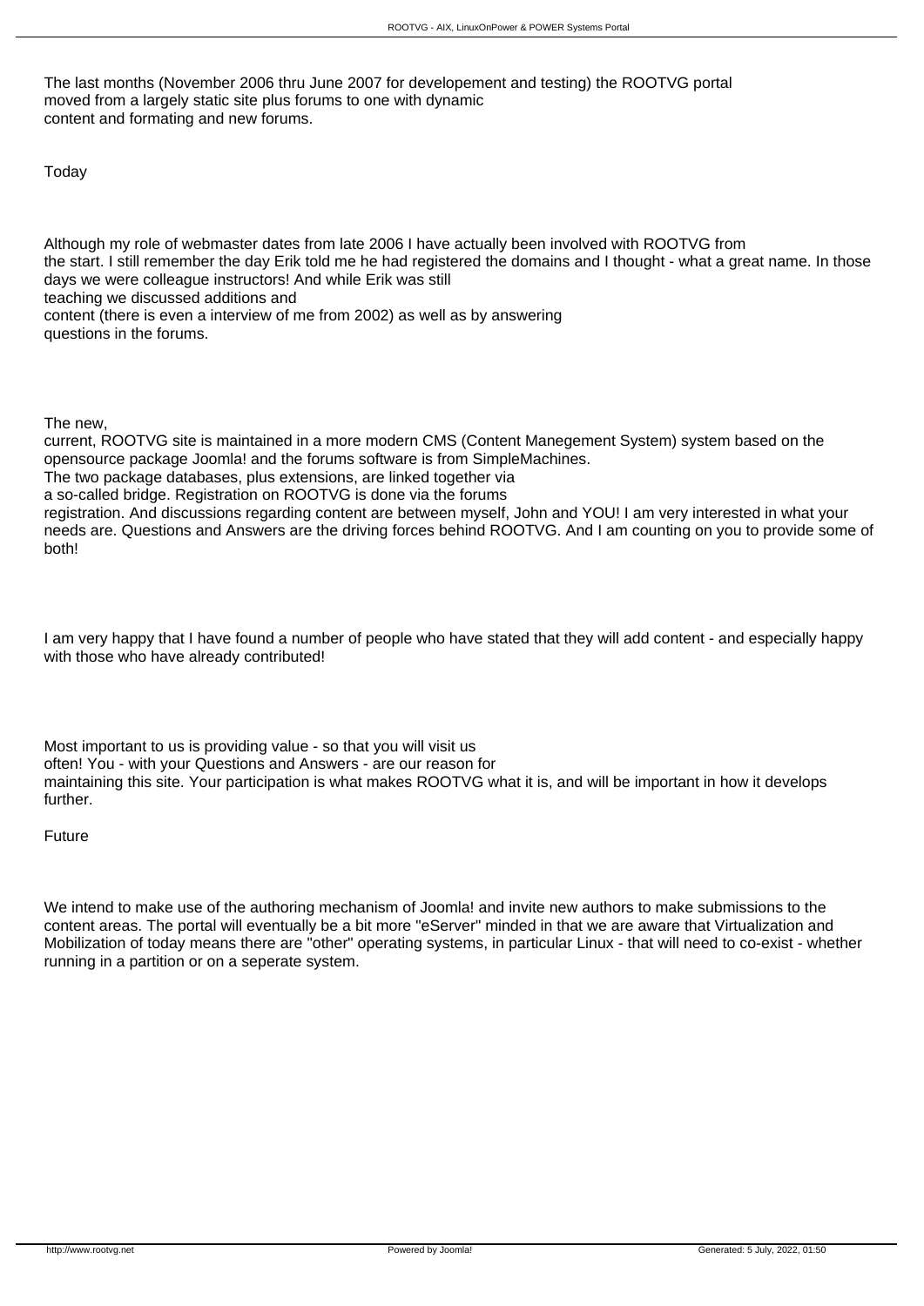The last months (November 2006 thru June 2007 for developement and testing) the ROOTVG portal moved from a largely static site plus forums to one with dynamic content and formating and new forums.

## Today

Although my role of webmaster dates from late 2006 I have actually been involved with ROOTVG from the start. I still remember the day Erik told me he had registered the domains and I thought - what a great name. In those days we were colleague instructors! And while Erik was still teaching we discussed additions and content (there is even a interview of me from 2002) as well as by answering questions in the forums.

The new, current, ROOTVG site is maintained in a more modern CMS (Content Manegement System) system based on the opensource package Joomla! and the forums software is from SimpleMachines. The two package databases, plus extensions, are linked together via a so-called bridge. Registration on ROOTVG is done via the forums registration. And discussions regarding content are between myself, John and YOU! I am very interested in what your needs are. Questions and Answers are the driving forces behind ROOTVG. And I am counting on you to provide some of both!

I am very happy that I have found a number of people who have stated that they will add content - and especially happy with those who have already contributed!

Most important to us is providing value - so that you will visit us often! You - with your Questions and Answers - are our reason for maintaining this site. Your participation is what makes ROOTVG what it is, and will be important in how it develops further.

## Future

We intend to make use of the authoring mechanism of Joomla! and invite new authors to make submissions to the content areas. The portal will eventually be a bit more "eServer" minded in that we are aware that Virtualization and Mobilization of today means there are "other" operating systems, in particular Linux - that will need to co-exist - whether running in a partition or on a seperate system.